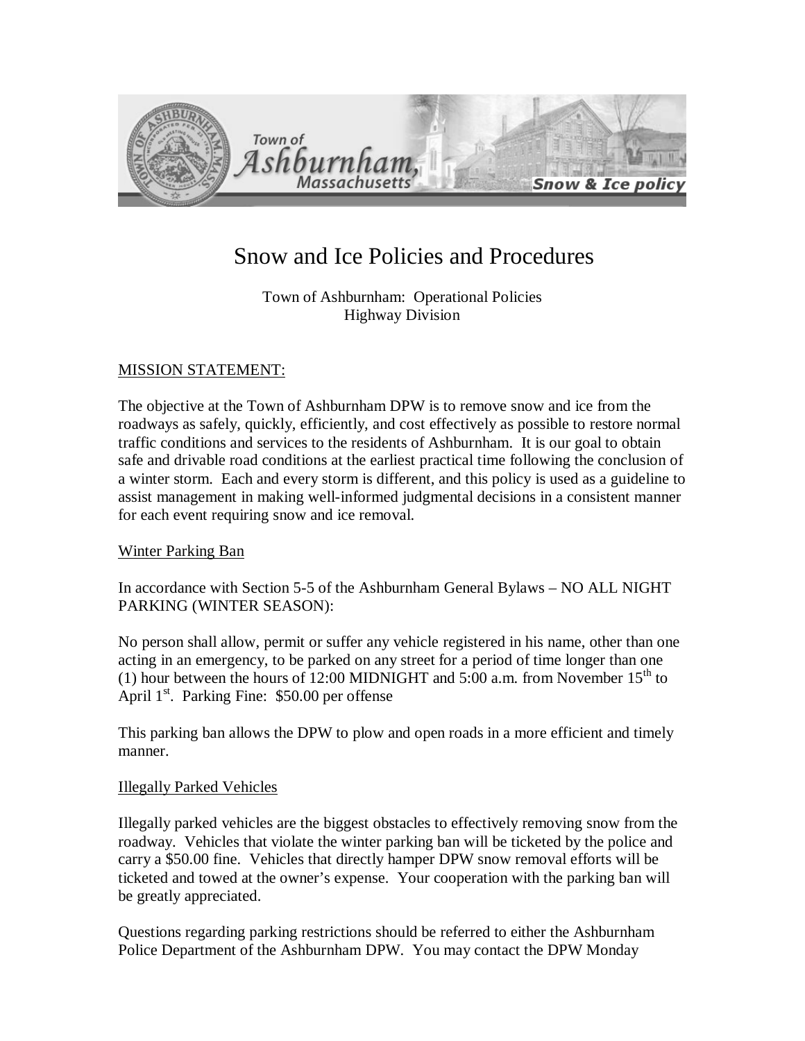# Snow and Ice Policies and Procedures

Town of Ashburnham: Operational Policies
Highway Division

MISSION STATEMENT:

The objective at the Town of Ashburnham DPW is to remove snow and ice from the roadways as safely, quickly, efficiently, and cost effectively as possible to restore normal traffic conditions and services to the residents of Ashburnham. It is our goal to obtain safe and drivable road conditions at the earliest practical time following the conclusion of a winter storm. Each and every storm is different, and this policy is used as a guideline to assist management in making well-informed judgmental decisions in a consistent manner for each event requiring snow and ice removal.

Winter Parking Ban

In accordance with Section 5-5 of the Ashburnham General Bylaws – NO ALL NIGHT PARKING (WINTER SEASON):

No person shall allow, permit or suffer any vehicle registered in his name, other than one acting in an emergency, to be parked on any street for a period of time longer than one (1) hour between the hours of 12:00 MIDNIGHT and 5:00 a.m. from November 15th to April 1st. Parking Fine: $50.00 per offense

This parking ban allows the DPW to plow and open roads in a more efficient and timely manner.

Illegally Parked Vehicles

Illegally parked vehicles are the biggest obstacles to effectively removing snow from the roadway. Vehicles that violate the winter parking ban will be ticketed by the police and carry a $50.00 fine. Vehicles that directly hamper DPW snow removal efforts will be ticketed and towed at the owner's expense. Your cooperation with the parking ban will be greatly appreciated.

Questions regarding parking restrictions should be referred to either the Ashburnham Police Department of the Ashburnham DPW. You may contact the DPW Monday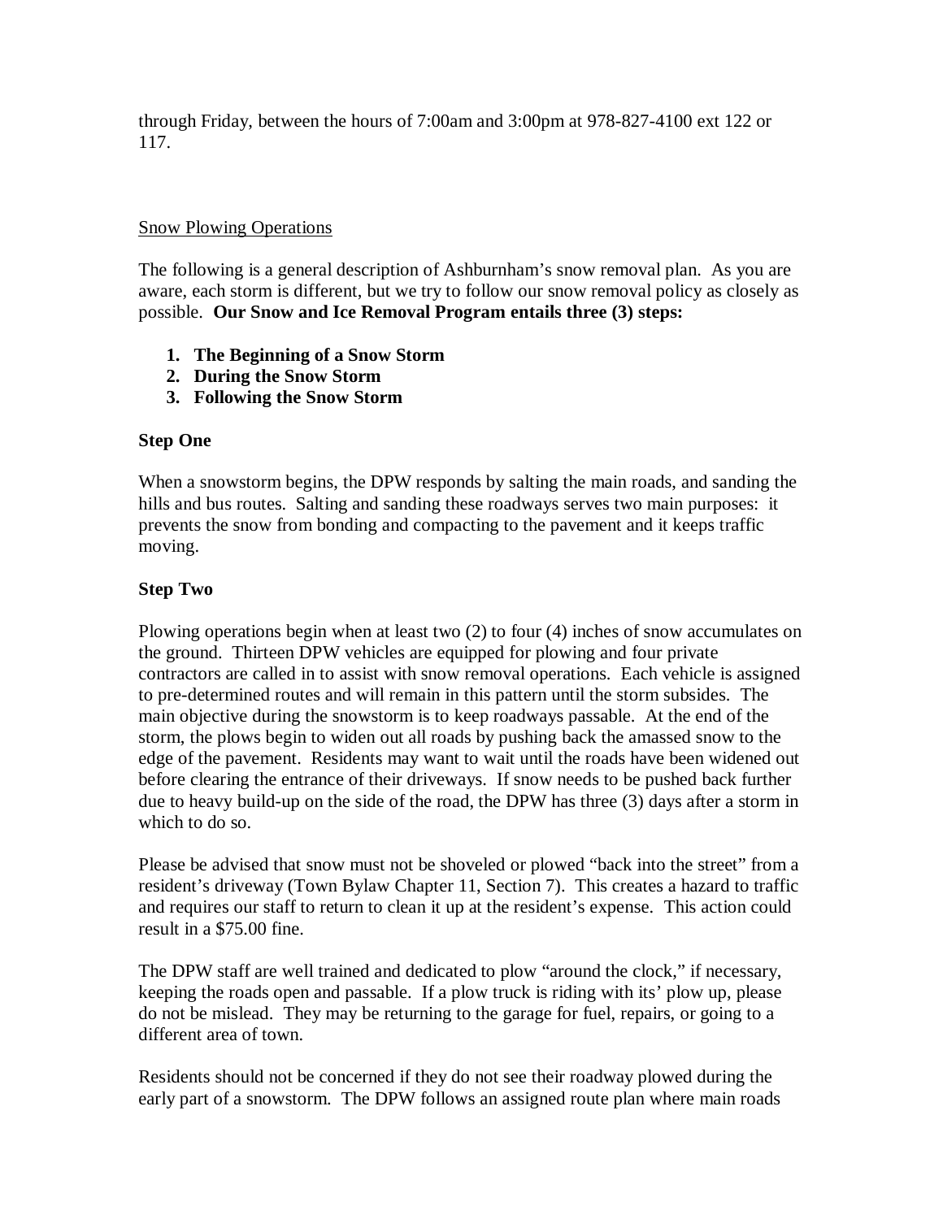through Friday, between the hours of 7:00am and 3:00pm at 978-827-4100 ext 122 or 117.

## Snow Plowing Operations

The following is a general description of Ashburnham's snow removal plan. As you are aware, each storm is different, but we try to follow our snow removal policy as closely as possible. **Our Snow and Ice Removal Program entails three (3) steps:**

1. **The Beginning of a Snow Storm**
2. **During the Snow Storm**
3. **Following the Snow Storm**

### Step One

When a snowstorm begins, the DPW responds by salting the main roads, and sanding the hills and bus routes. Salting and sanding these roadways serves two main purposes: it prevents the snow from bonding and compacting to the pavement and it keeps traffic moving.

### Step Two

Plowing operations begin when at least two (2) to four (4) inches of snow accumulates on the ground. Thirteen DPW vehicles are equipped for plowing and four private contractors are called in to assist with snow removal operations. Each vehicle is assigned to pre-determined routes and will remain in this pattern until the storm subsides. The main objective during the snowstorm is to keep roadways passable. At the end of the storm, the plows begin to widen out all roads by pushing back the amassed snow to the edge of the pavement. Residents may want to wait until the roads have been widened out before clearing the entrance of their driveways. If snow needs to be pushed back further due to heavy build-up on the side of the road, the DPW has three (3) days after a storm in which to do so.

Please be advised that snow must not be shoveled or plowed "back into the street" from a resident's driveway (Town Bylaw Chapter 11, Section 7). This creates a hazard to traffic and requires our staff to return to clean it up at the resident's expense. This action could result in a $75.00 fine.

The DPW staff are well trained and dedicated to plow "around the clock," if necessary, keeping the roads open and passable. If a plow truck is riding with its' plow up, please do not be mislead. They may be returning to the garage for fuel, repairs, or going to a different area of town.

Residents should not be concerned if they do not see their roadway plowed during the early part of a snowstorm. The DPW follows an assigned route plan where main roads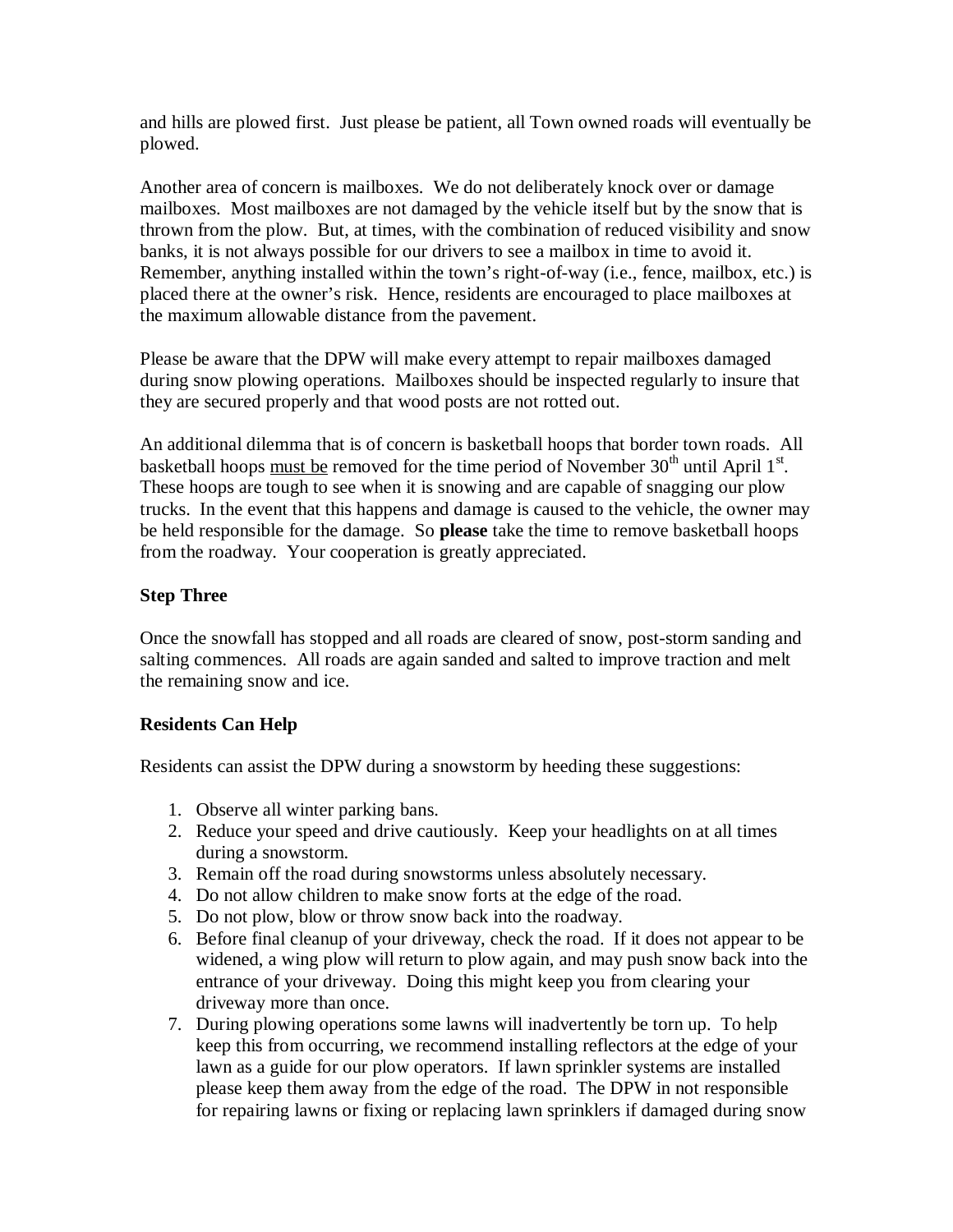and hills are plowed first. Just please be patient, all Town owned roads will eventually be plowed.

Another area of concern is mailboxes. We do not deliberately knock over or damage mailboxes. Most mailboxes are not damaged by the vehicle itself but by the snow that is thrown from the plow. But, at times, with the combination of reduced visibility and snow banks, it is not always possible for our drivers to see a mailbox in time to avoid it. Remember, anything installed within the town's right-of-way (i.e., fence, mailbox, etc.) is placed there at the owner's risk. Hence, residents are encouraged to place mailboxes at the maximum allowable distance from the pavement.

Please be aware that the DPW will make every attempt to repair mailboxes damaged during snow plowing operations. Mailboxes should be inspected regularly to insure that they are secured properly and that wood posts are not rotted out.

An additional dilemma that is of concern is basketball hoops that border town roads. All basketball hoops must be removed for the time period of November 30th until April 1st. These hoops are tough to see when it is snowing and are capable of snagging our plow trucks. In the event that this happens and damage is caused to the vehicle, the owner may be held responsible for the damage. So **please** take the time to remove basketball hoops from the roadway. Your cooperation is greatly appreciated.

**Step Three**

Once the snowfall has stopped and all roads are cleared of snow, post-storm sanding and salting commences. All roads are again sanded and salted to improve traction and melt the remaining snow and ice.

**Residents Can Help**

Residents can assist the DPW during a snowstorm by heeding these suggestions:

1. Observe all winter parking bans.
2. Reduce your speed and drive cautiously. Keep your headlights on at all times during a snowstorm.
3. Remain off the road during snowstorms unless absolutely necessary.
4. Do not allow children to make snow forts at the edge of the road.
5. Do not plow, blow or throw snow back into the roadway.
6. Before final cleanup of your driveway, check the road. If it does not appear to be widened, a wing plow will return to plow again, and may push snow back into the entrance of your driveway. Doing this might keep you from clearing your driveway more than once.
7. During plowing operations some lawns will inadvertently be torn up. To help keep this from occurring, we recommend installing reflectors at the edge of your lawn as a guide for our plow operators. If lawn sprinkler systems are installed please keep them away from the edge of the road. The DPW in not responsible for repairing lawns or fixing or replacing lawn sprinklers if damaged during snow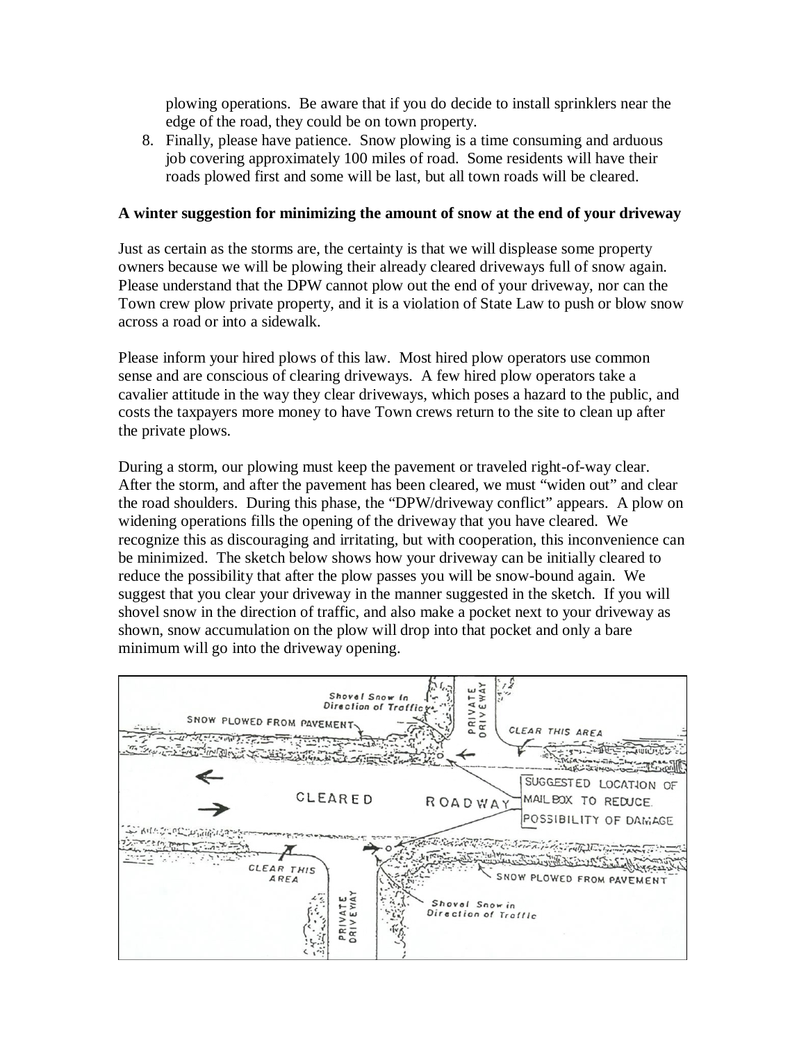plowing operations. Be aware that if you do decide to install sprinklers near the edge of the road, they could be on town property.

8. Finally, please have patience. Snow plowing is a time consuming and arduous job covering approximately 100 miles of road. Some residents will have their roads plowed first and some will be last, but all town roads will be cleared.

**A winter suggestion for minimizing the amount of snow at the end of your driveway**

Just as certain as the storms are, the certainty is that we will displease some property owners because we will be plowing their already cleared driveways full of snow again. Please understand that the DPW cannot plow out the end of your driveway, nor can the Town crew plow private property, and it is a violation of State Law to push or blow snow across a road or into a sidewalk.

Please inform your hired plows of this law. Most hired plow operators use common sense and are conscious of clearing driveways. A few hired plow operators take a cavalier attitude in the way they clear driveways, which poses a hazard to the public, and costs the taxpayers more money to have Town crews return to the site to clean up after the private plows.

During a storm, our plowing must keep the pavement or traveled right-of-way clear. After the storm, and after the pavement has been cleared, we must "widen out" and clear the road shoulders. During this phase, the "DPW/driveway conflict" appears. A plow on widening operations fills the opening of the driveway that you have cleared. We recognize this as discouraging and irritating, but with cooperation, this inconvenience can be minimized. The sketch below shows how your driveway can be initially cleared to reduce the possibility that after the plow passes you will be snow-bound again. We suggest that you clear your driveway in the manner suggested in the sketch. If you will shovel snow in the direction of traffic, and also make a pocket next to your driveway as shown, snow accumulation on the plow will drop into that pocket and only a bare minimum will go into the driveway opening.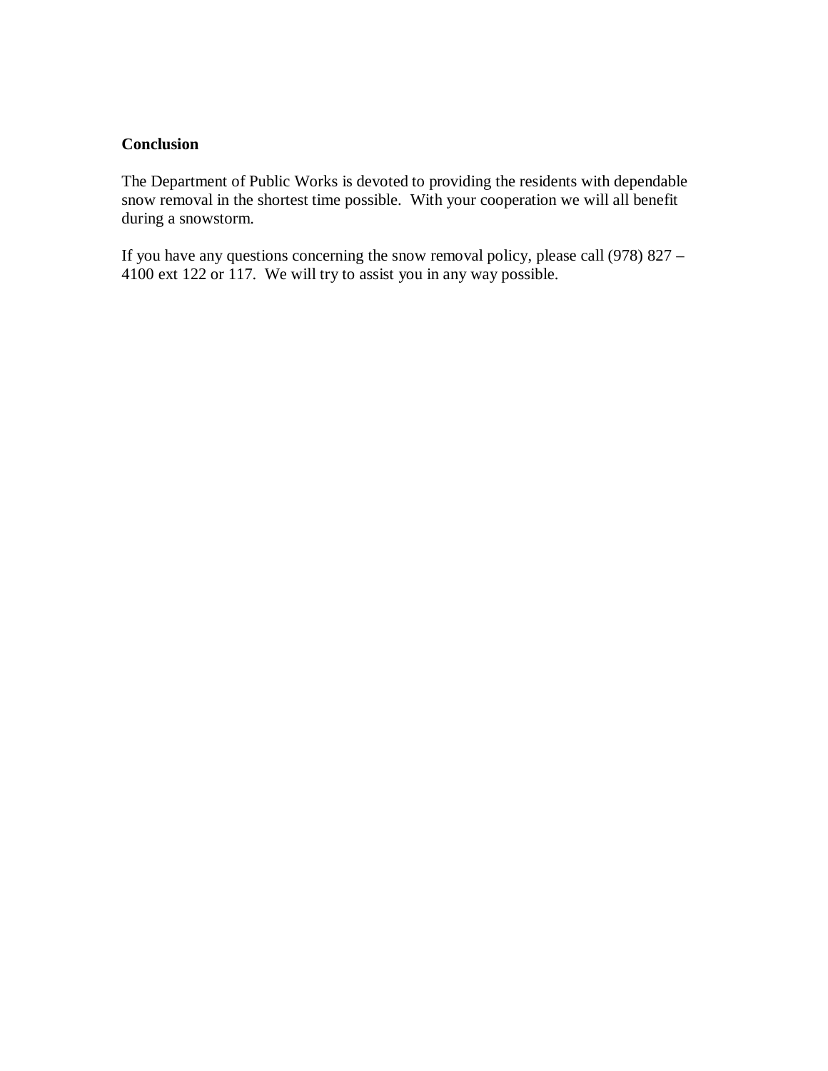**Conclusion**

The Department of Public Works is devoted to providing the residents with dependable snow removal in the shortest time possible. With your cooperation we will all benefit during a snowstorm.

If you have any questions concerning the snow removal policy, please call (978) 827 – 4100 ext 122 or 117. We will try to assist you in any way possible.